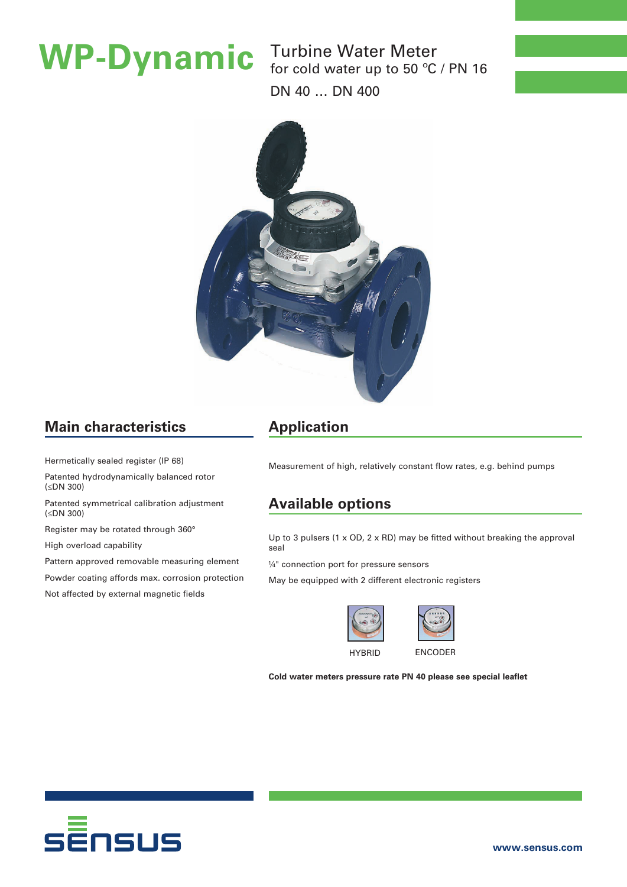# WP-Dynamic

Turbine Water Meter
for cold water up to 50 °C / PN 16
DN 40 ... DN 400

## Main characteristics

Hermetically sealed register (IP 68)

Patented hydrodynamically balanced rotor (≤DN 300)

Patented symmetrical calibration adjustment (≤DN 300)

Register may be rotated through 360°

High overload capability

Pattern approved removable measuring element

Powder coating affords max. corrosion protection

Not affected by external magnetic fields

## Application

Measurement of high, relatively constant flow rates, e.g. behind pumps

## Available options

Up to 3 pulsers (1 x OD, 2 x RD) may be fitted without breaking the approval seal

¼" connection port for pressure sensors

May be equipped with 2 different electronic registers

HYBRID

ENCODER

**Cold water meters pressure rate PN 40 please see special leaflet**

SENSUS

**www.sensus.com**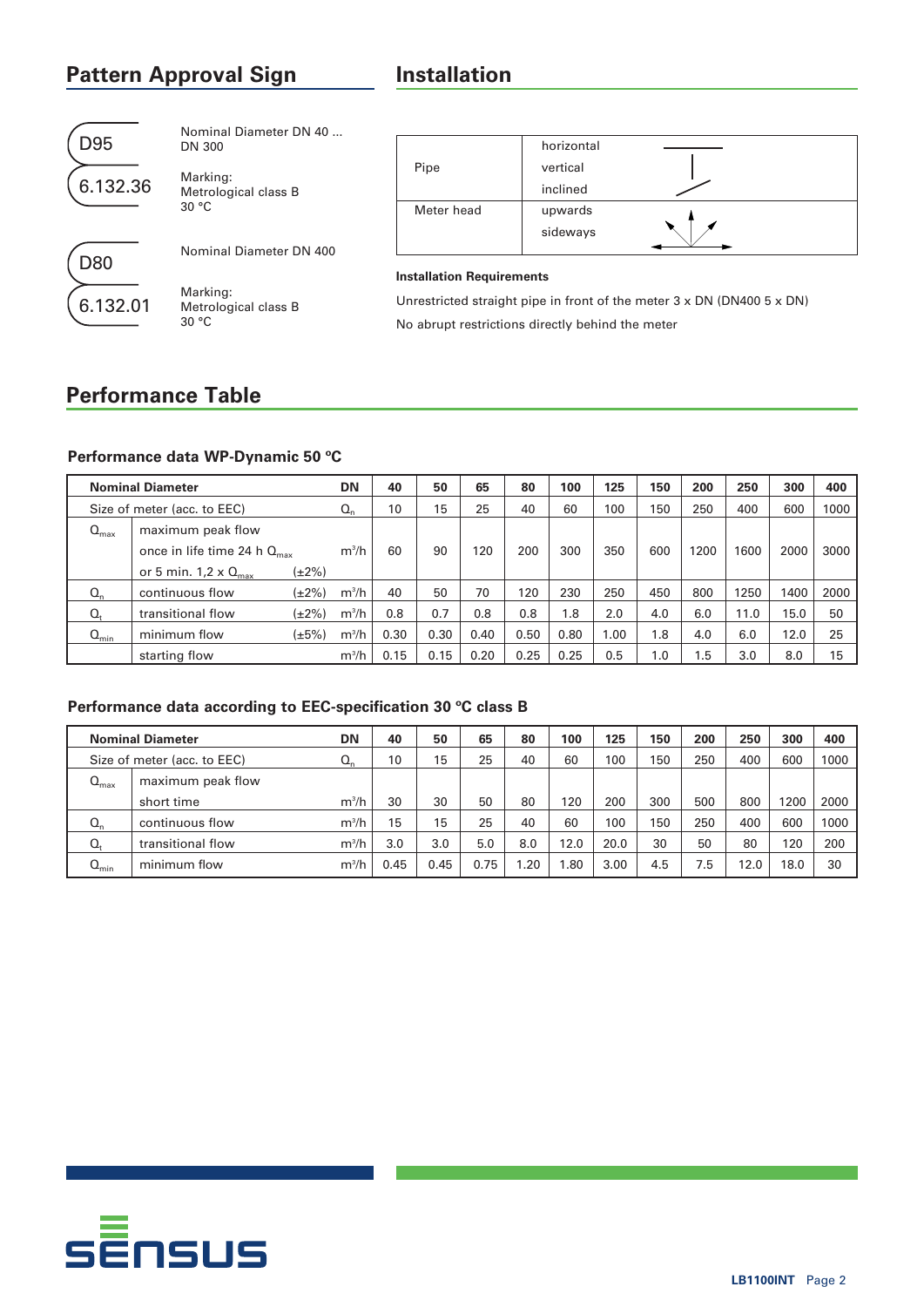## Pattern Approval Sign

| | |
|---|---|
| D95 / 6.132.36 | Nominal Diameter DN 40 ... DN 300<br>Marking:<br>Metrological class B<br>30 °C |
| D80 / 6.132.01 | Nominal Diameter DN 400<br>Marking:<br>Metrological class B<br>30 °C |

## Installation

| | |
|---|---|
| Pipe | horizontal<br>vertical<br>inclined |
| Meter head | upwards<br>sideways |

**Installation Requirements**

Unrestricted straight pipe in front of the meter 3 x DN (DN400 5 x DN)

No abrupt restrictions directly behind the meter

## Performance Table

### Performance data WP-Dynamic 50 °C

| Nominal Diameter | | | DN | 40 | 50 | 65 | 80 | 100 | 125 | 150 | 200 | 250 | 300 | 400 |
|---|---|---|---|---|---|---|---|---|---|---|---|---|---|---|
| Size of meter (acc. to EEC) | | | $Q_n$ | 10 | 15 | 25 | 40 | 60 | 100 | 150 | 250 | 400 | 600 | 1000 |
| $Q_{max}$ | maximum peak flow<br>once in life time 24 h $Q_{max}$<br>or 5 min. 1,2 x $Q_{max}$ | (±2%) | m³/h | 60 | 90 | 120 | 200 | 300 | 350 | 600 | 1200 | 1600 | 2000 | 3000 |
| $Q_n$ | continuous flow | (±2%) | m³/h | 40 | 50 | 70 | 120 | 230 | 250 | 450 | 800 | 1250 | 1400 | 2000 |
| $Q_t$ | transitional flow | (±2%) | m³/h | 0.8 | 0.7 | 0.8 | 0.8 | 1.8 | 2.0 | 4.0 | 6.0 | 11.0 | 15.0 | 50 |
| $Q_{min}$ | minimum flow | (±5%) | m³/h | 0.30 | 0.30 | 0.40 | 0.50 | 0.80 | 1.00 | 1.8 | 4.0 | 6.0 | 12.0 | 25 |
| | starting flow | | m³/h | 0.15 | 0.15 | 0.20 | 0.25 | 0.25 | 0.5 | 1.0 | 1.5 | 3.0 | 8.0 | 15 |

### Performance data according to EEC-specification 30 °C class B

| Nominal Diameter | | DN | 40 | 50 | 65 | 80 | 100 | 125 | 150 | 200 | 250 | 300 | 400 |
|---|---|---|---|---|---|---|---|---|---|---|---|---|---|
| Size of meter (acc. to EEC) | | $Q_n$ | 10 | 15 | 25 | 40 | 60 | 100 | 150 | 250 | 400 | 600 | 1000 |
| $Q_{max}$ | maximum peak flow<br>short time | m³/h | 30 | 30 | 50 | 80 | 120 | 200 | 300 | 500 | 800 | 1200 | 2000 |
| $Q_n$ | continuous flow | m³/h | 15 | 15 | 25 | 40 | 60 | 100 | 150 | 250 | 400 | 600 | 1000 |
| $Q_t$ | transitional flow | m³/h | 3.0 | 3.0 | 5.0 | 8.0 | 12.0 | 20.0 | 30 | 50 | 80 | 120 | 200 |
| $Q_{min}$ | minimum flow | m³/h | 0.45 | 0.45 | 0.75 | 1.20 | 1.80 | 3.00 | 4.5 | 7.5 | 12.0 | 18.0 | 30 |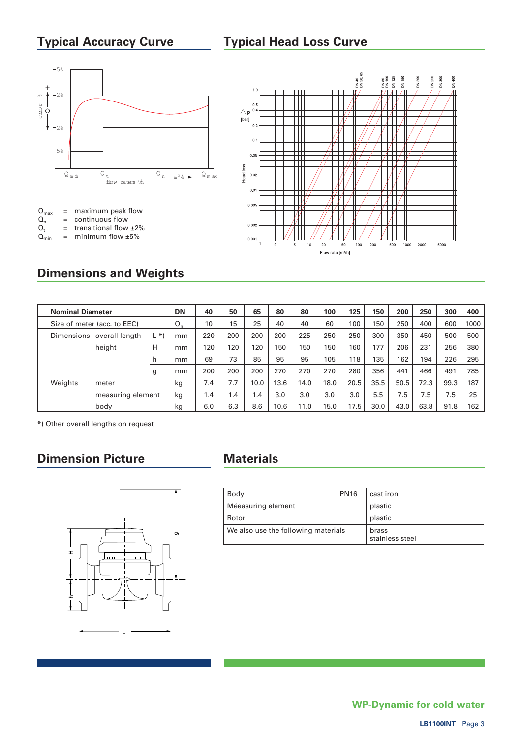## Typical Accuracy Curve

$Q_{max}$ = maximum peak flow
$Q_n$ = continuous flow
$Q_t$ = transitional flow ±2%
$Q_{min}$ = minimum flow ±5%

## Typical Head Loss Curve

## Dimensions and Weights

| Nominal Diameter | | | DN | 40 | 50 | 65 | 80 | 80 | 100 | 125 | 150 | 200 | 250 | 300 | 400 |
|---|---|---|---|---|---|---|---|---|---|---|---|---|---|---|---|
| Size of meter (acc. to EEC) | | | $Q_n$ | 10 | 15 | 25 | 40 | 40 | 60 | 100 | 150 | 250 | 400 | 600 | 1000 |
| Dimensions | overall length | L *) | mm | 220 | 200 | 200 | 200 | 225 | 250 | 250 | 300 | 350 | 450 | 500 | 500 |
| | height | H | mm | 120 | 120 | 120 | 150 | 150 | 150 | 160 | 177 | 206 | 231 | 256 | 380 |
| | | h | mm | 69 | 73 | 85 | 95 | 95 | 105 | 118 | 135 | 162 | 194 | 226 | 295 |
| | | g | mm | 200 | 200 | 200 | 270 | 270 | 270 | 280 | 356 | 441 | 466 | 491 | 785 |
| Weights | meter | | kg | 7.4 | 7.7 | 10.0 | 13.6 | 14.0 | 18.0 | 20.5 | 35.5 | 50.5 | 72.3 | 99.3 | 187 |
| | measuring element | | kg | 1.4 | 1.4 | 1.4 | 3.0 | 3.0 | 3.0 | 3.0 | 5.5 | 7.5 | 7.5 | 7.5 | 25 |
| | body | | kg | 6.0 | 6.3 | 8.6 | 10.6 | 11.0 | 15.0 | 17.5 | 30.0 | 43.0 | 63.8 | 91.8 | 162 |

*) Other overall lengths on request

## Dimension Picture

## Materials

| Body PN16 | cast iron |
|---|---|
| Méeasuring element | plastic |
| Rotor | plastic |
| We also use the following materials | brass<br>stainless steel |

**WP-Dynamic for cold water**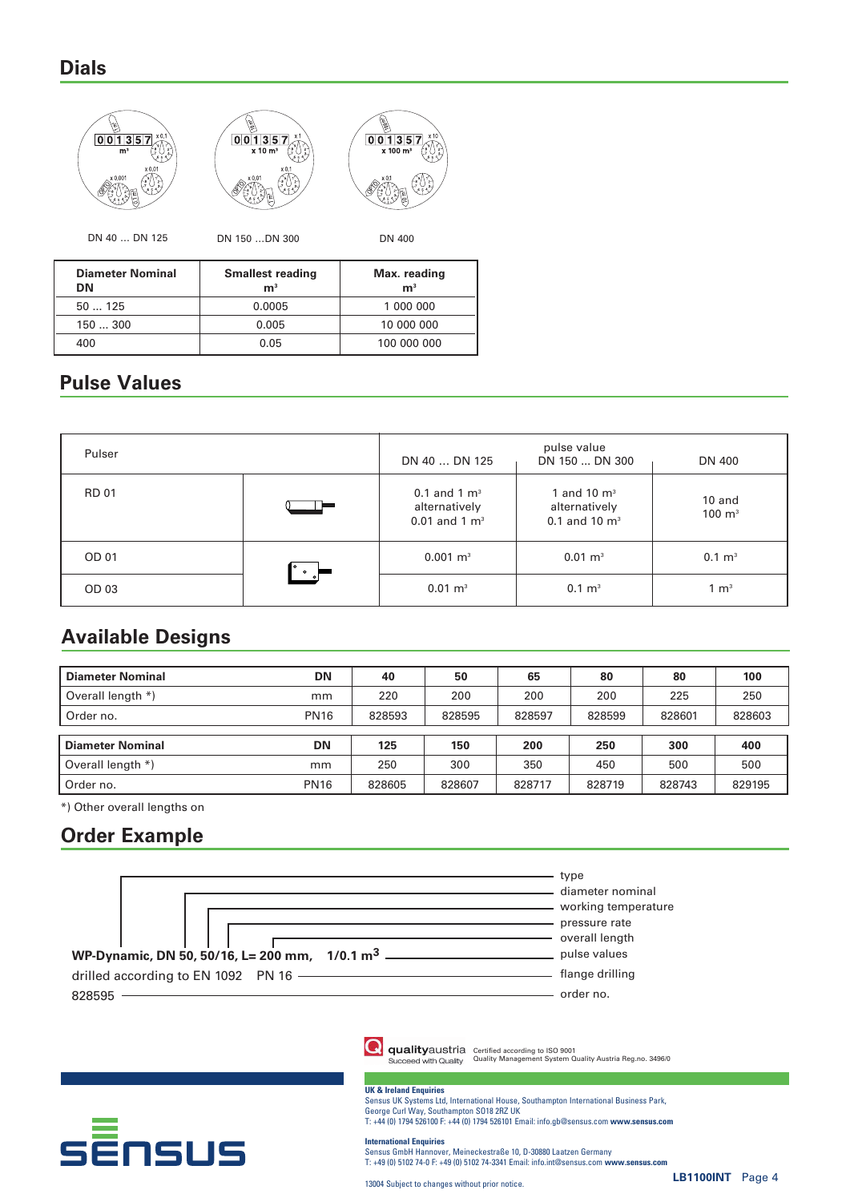## Dials

DN 40 ... DN 125

DN 150 ...DN 300

DN 400

| Diameter Nominal DN | Smallest reading $m^3$ | Max. reading $m^3$ |
|---|---|---|
| 50 ... 125 | 0.0005 | 1 000 000 |
| 150 ... 300 | 0.005 | 10 000 000 |
| 400 | 0.05 | 100 000 000 |

## Pulse Values

| Pulser | | pulse value DN 40 ... DN 125 | DN 150 ... DN 300 | DN 400 |
|---|---|---|---|---|
| RD 01 | | 0.1 and 1 $m^3$ alternatively 0.01 and 1 $m^3$ | 1 and 10 $m^3$ alternatively 0.1 and 10 $m^3$ | 10 and 100 $m^3$ |
| OD 01 | | 0.001 $m^3$ | 0.01 $m^3$ | 0.1 $m^3$ |
| OD 03 | | 0.01 $m^3$ | 0.1 $m^3$ | 1 $m^3$ |

## Available Designs

| Diameter Nominal | DN | 40 | 50 | 65 | 80 | 80 | 100 |
|---|---|---|---|---|---|---|---|
| Overall length *) | mm | 220 | 200 | 200 | 200 | 225 | 250 |
| Order no. | PN16 | 828593 | 828595 | 828597 | 828599 | 828601 | 828603 |

| Diameter Nominal | DN | 125 | 150 | 200 | 250 | 300 | 400 |
|---|---|---|---|---|---|---|---|
| Overall length *) | mm | 250 | 300 | 350 | 450 | 500 | 500 |
| Order no. | PN16 | 828605 | 828607 | 828717 | 828719 | 828743 | 829195 |

*) Other overall lengths on

## Order Example

**WP-Dynamic, DN 50, 50/16, L= 200 mm, 1/0.1 $m^3$**
drilled according to EN 1092 PN 16
828595

- type
- diameter nominal
- working temperature
- pressure rate
- overall length
- pulse values
- flange drilling
- order no.

qualityaustria Succeed with Quality — Certified according to ISO 9001 Quality Management System Quality Austria Reg.no. 3496/0

**UK & Ireland Enquiries**
Sensus UK Systems Ltd, International House, Southampton International Business Park,
George Curl Way, Southampton SO18 2RZ UK
T: +44 (0) 1794 526100 F: +44 (0) 1794 526101 Email: info.gb@sensus.com **www.sensus.com**

**International Enquiries**
Sensus GmbH Hannover, Meineckestraße 10, D-30880 Laatzen Germany
T: +49 (0) 5102 74-0 F: +49 (0) 5102 74-3341 Email: info.int@sensus.com **www.sensus.com**

13004 Subject to changes without prior notice.

SENSUS

**LB1100INT**